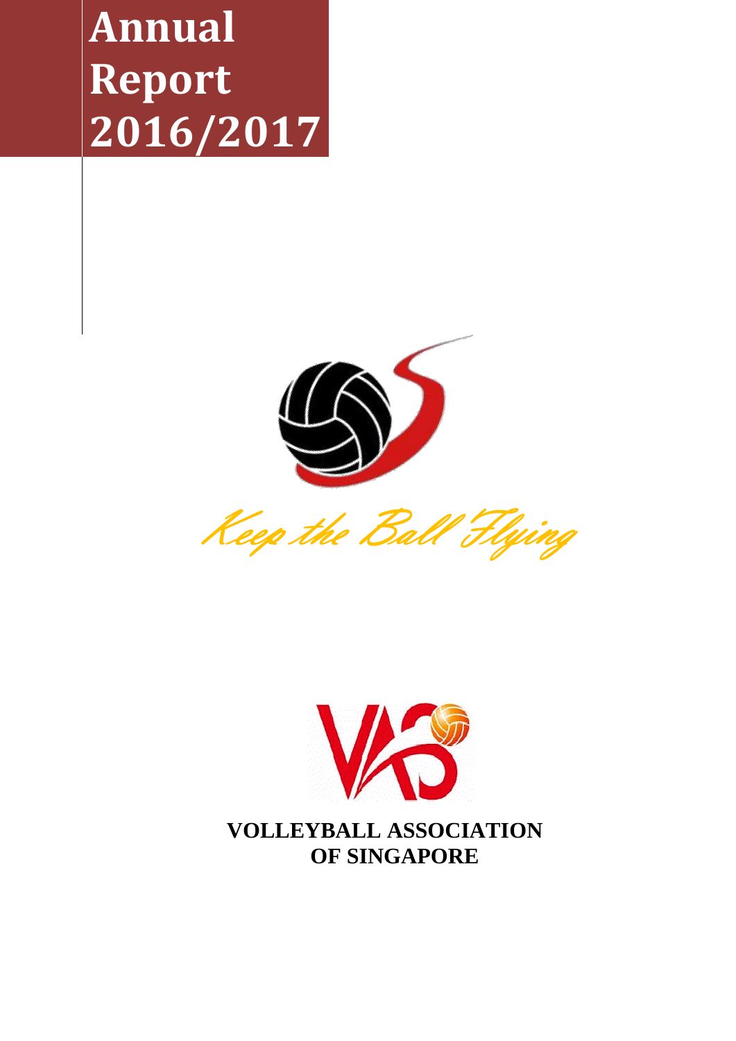# Annual Report 2016/2017

*Keep the Ball Flying*

**VOLLEYBALL ASSOCIATION OF SINGAPORE**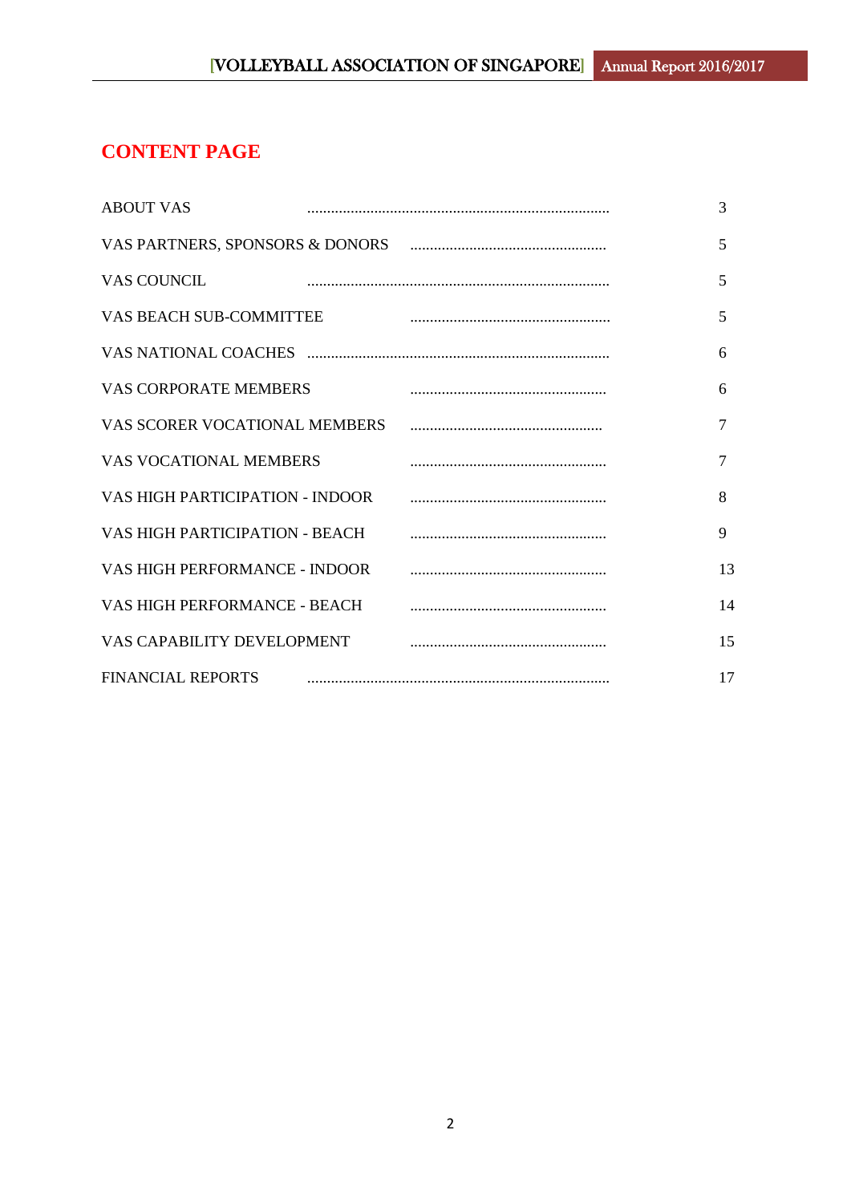# CONTENT PAGE

| | |
|---|---|
| ABOUT VAS | 3 |
| VAS PARTNERS, SPONSORS & DONORS | 5 |
| VAS COUNCIL | 5 |
| VAS BEACH SUB-COMMITTEE | 5 |
| VAS NATIONAL COACHES | 6 |
| VAS CORPORATE MEMBERS | 6 |
| VAS SCORER VOCATIONAL MEMBERS | 7 |
| VAS VOCATIONAL MEMBERS | 7 |
| VAS HIGH PARTICIPATION - INDOOR | 8 |
| VAS HIGH PARTICIPATION - BEACH | 9 |
| VAS HIGH PERFORMANCE - INDOOR | 13 |
| VAS HIGH PERFORMANCE - BEACH | 14 |
| VAS CAPABILITY DEVELOPMENT | 15 |
| FINANCIAL REPORTS | 17 |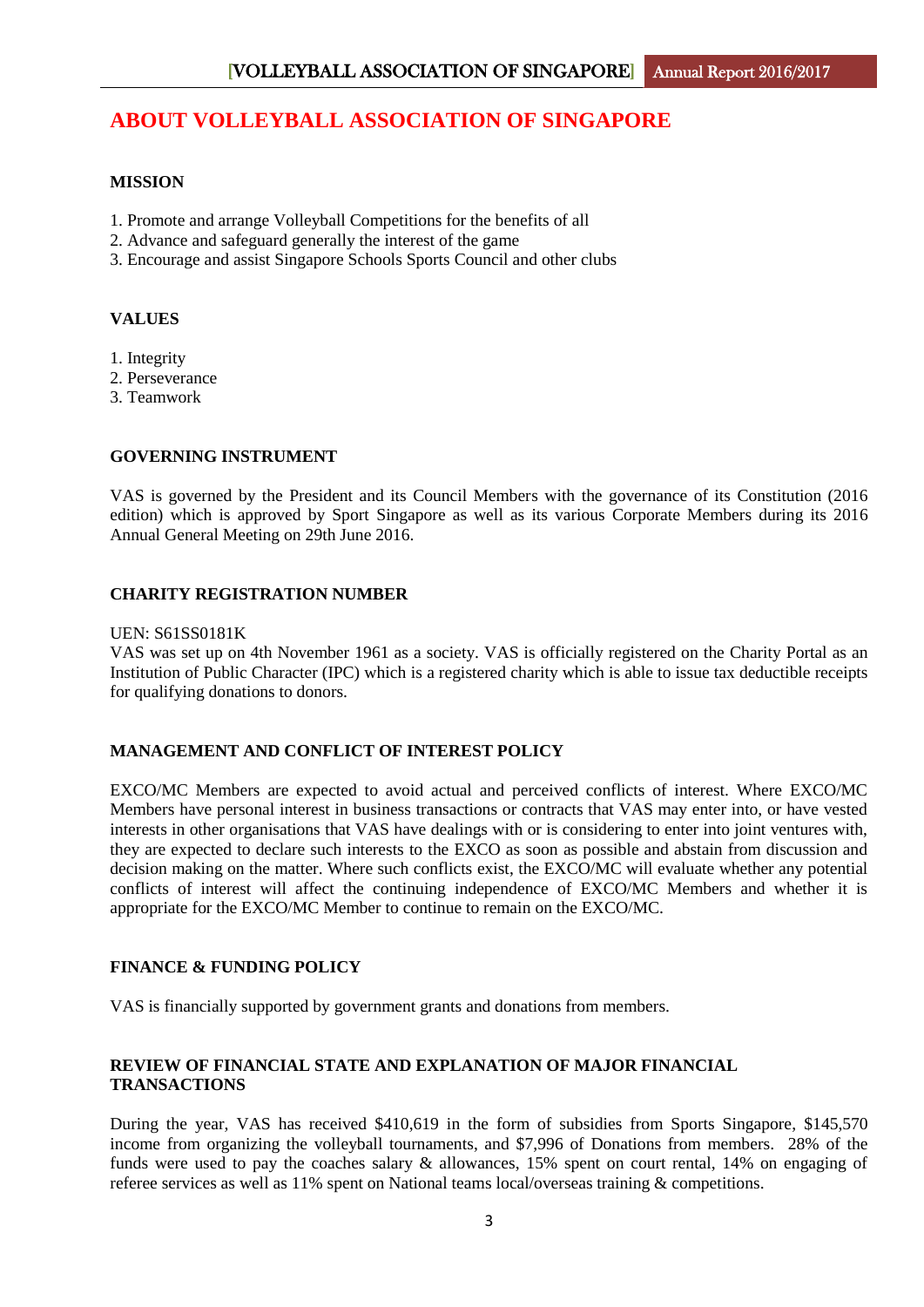# ABOUT VOLLEYBALL ASSOCIATION OF SINGAPORE

**MISSION**

1. Promote and arrange Volleyball Competitions for the benefits of all
2. Advance and safeguard generally the interest of the game
3. Encourage and assist Singapore Schools Sports Council and other clubs

**VALUES**

1. Integrity
2. Perseverance
3. Teamwork

**GOVERNING INSTRUMENT**

VAS is governed by the President and its Council Members with the governance of its Constitution (2016 edition) which is approved by Sport Singapore as well as its various Corporate Members during its 2016 Annual General Meeting on 29th June 2016.

**CHARITY REGISTRATION NUMBER**

UEN: S61SS0181K
VAS was set up on 4th November 1961 as a society. VAS is officially registered on the Charity Portal as an Institution of Public Character (IPC) which is a registered charity which is able to issue tax deductible receipts for qualifying donations to donors.

**MANAGEMENT AND CONFLICT OF INTEREST POLICY**

EXCO/MC Members are expected to avoid actual and perceived conflicts of interest. Where EXCO/MC Members have personal interest in business transactions or contracts that VAS may enter into, or have vested interests in other organisations that VAS have dealings with or is considering to enter into joint ventures with, they are expected to declare such interests to the EXCO as soon as possible and abstain from discussion and decision making on the matter. Where such conflicts exist, the EXCO/MC will evaluate whether any potential conflicts of interest will affect the continuing independence of EXCO/MC Members and whether it is appropriate for the EXCO/MC Member to continue to remain on the EXCO/MC.

**FINANCE & FUNDING POLICY**

VAS is financially supported by government grants and donations from members.

**REVIEW OF FINANCIAL STATE AND EXPLANATION OF MAJOR FINANCIAL TRANSACTIONS**

During the year, VAS has received $410,619 in the form of subsidies from Sports Singapore, $145,570 income from organizing the volleyball tournaments, and $7,996 of Donations from members. 28% of the funds were used to pay the coaches salary & allowances, 15% spent on court rental, 14% on engaging of referee services as well as 11% spent on National teams local/overseas training & competitions.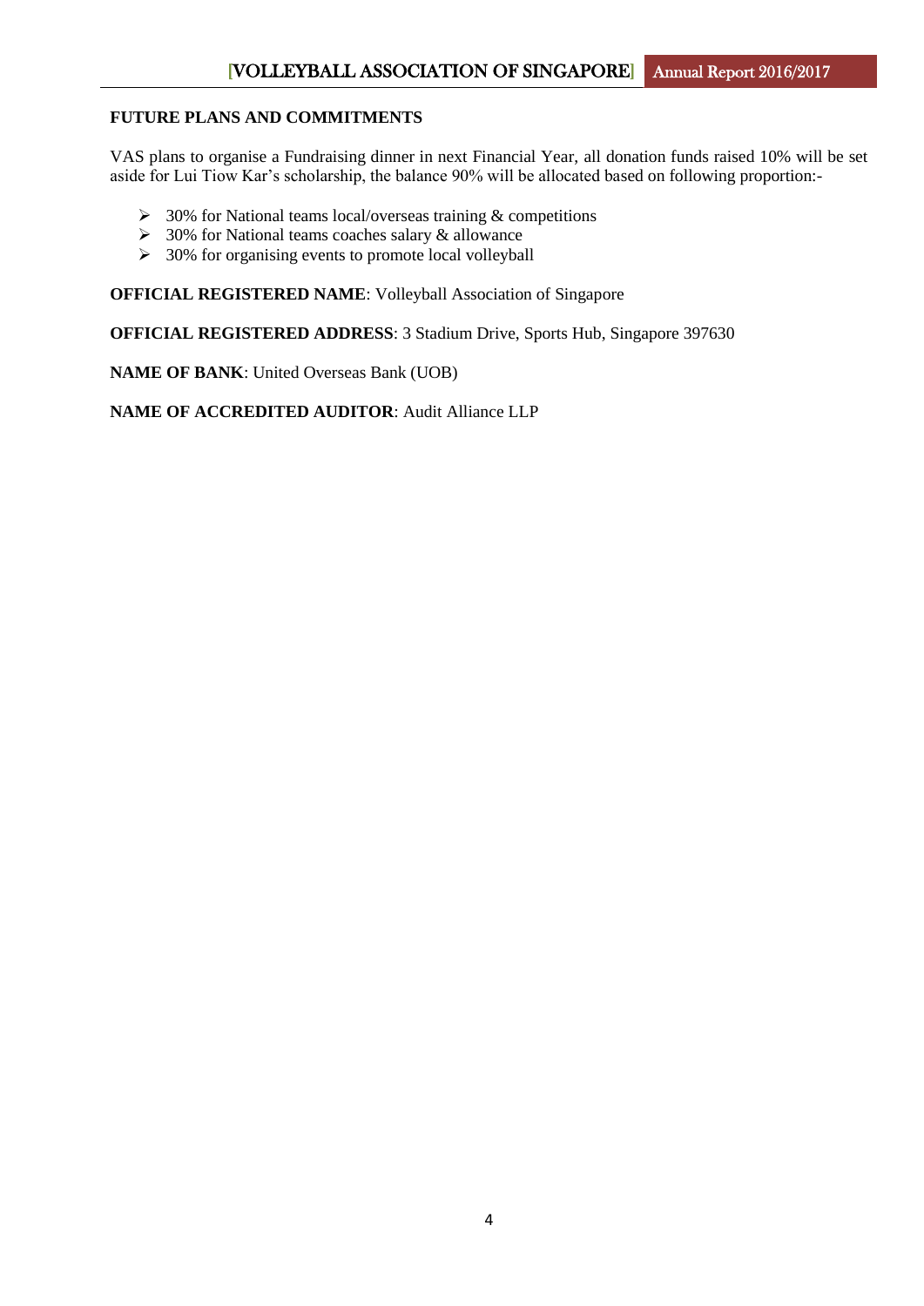## FUTURE PLANS AND COMMITMENTS

VAS plans to organise a Fundraising dinner in next Financial Year, all donation funds raised 10% will be set aside for Lui Tiow Kar's scholarship, the balance 90% will be allocated based on following proportion:-

- 30% for National teams local/overseas training & competitions
- 30% for National teams coaches salary & allowance
- 30% for organising events to promote local volleyball

**OFFICIAL REGISTERED NAME**: Volleyball Association of Singapore

**OFFICIAL REGISTERED ADDRESS**: 3 Stadium Drive, Sports Hub, Singapore 397630

**NAME OF BANK**: United Overseas Bank (UOB)

**NAME OF ACCREDITED AUDITOR**: Audit Alliance LLP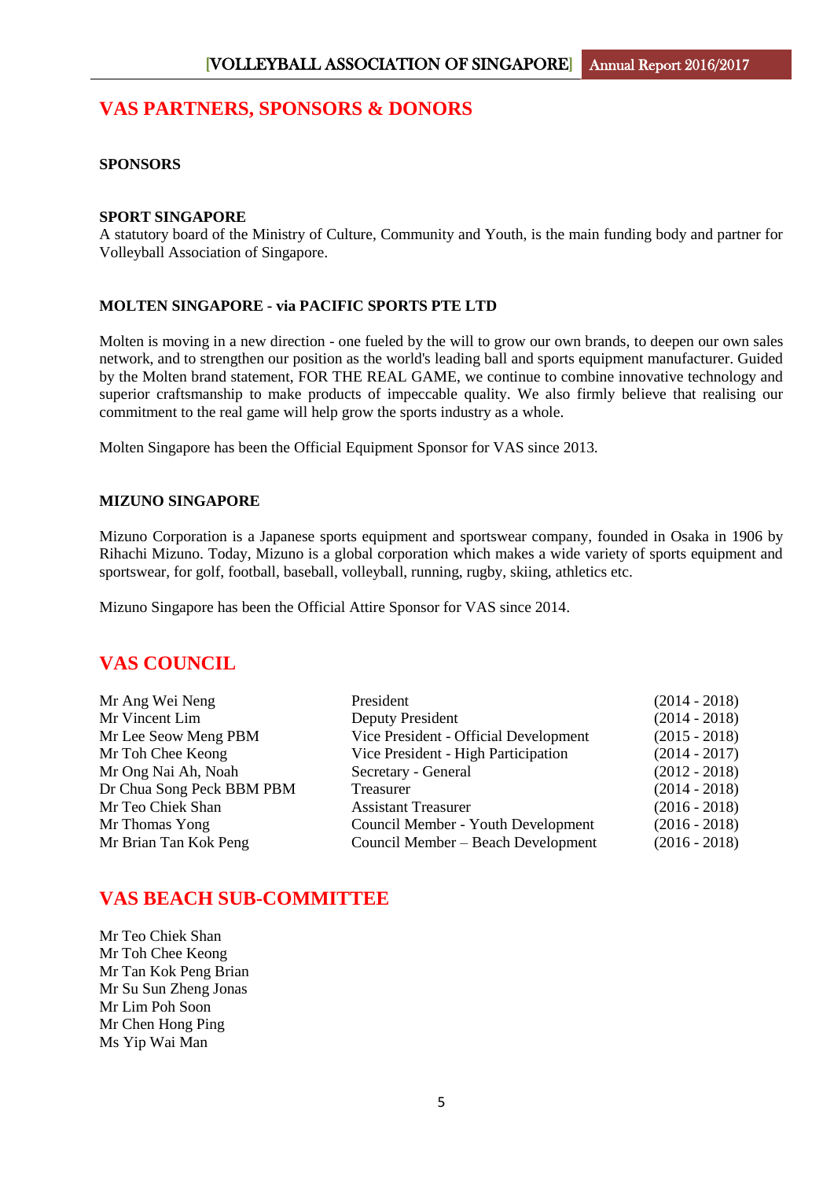## VAS PARTNERS, SPONSORS & DONORS

**SPONSORS**

**SPORT SINGAPORE**

A statutory board of the Ministry of Culture, Community and Youth, is the main funding body and partner for Volleyball Association of Singapore.

**MOLTEN SINGAPORE - via PACIFIC SPORTS PTE LTD**

Molten is moving in a new direction - one fueled by the will to grow our own brands, to deepen our own sales network, and to strengthen our position as the world's leading ball and sports equipment manufacturer. Guided by the Molten brand statement, FOR THE REAL GAME, we continue to combine innovative technology and superior craftsmanship to make products of impeccable quality. We also firmly believe that realising our commitment to the real game will help grow the sports industry as a whole.

Molten Singapore has been the Official Equipment Sponsor for VAS since 2013.

**MIZUNO SINGAPORE**

Mizuno Corporation is a Japanese sports equipment and sportswear company, founded in Osaka in 1906 by Rihachi Mizuno. Today, Mizuno is a global corporation which makes a wide variety of sports equipment and sportswear, for golf, football, baseball, volleyball, running, rugby, skiing, athletics etc.

Mizuno Singapore has been the Official Attire Sponsor for VAS since 2014.

## VAS COUNCIL

| | | |
|---|---|---|
| Mr Ang Wei Neng | President | (2014 - 2018) |
| Mr Vincent Lim | Deputy President | (2014 - 2018) |
| Mr Lee Seow Meng PBM | Vice President - Official Development | (2015 - 2018) |
| Mr Toh Chee Keong | Vice President - High Participation | (2014 - 2017) |
| Mr Ong Nai Ah, Noah | Secretary - General | (2012 - 2018) |
| Dr Chua Song Peck BBM PBM | Treasurer | (2014 - 2018) |
| Mr Teo Chiek Shan | Assistant Treasurer | (2016 - 2018) |
| Mr Thomas Yong | Council Member - Youth Development | (2016 - 2018) |
| Mr Brian Tan Kok Peng | Council Member – Beach Development | (2016 - 2018) |

## VAS BEACH SUB-COMMITTEE

Mr Teo Chiek Shan
Mr Toh Chee Keong
Mr Tan Kok Peng Brian
Mr Su Sun Zheng Jonas
Mr Lim Poh Soon
Mr Chen Hong Ping
Ms Yip Wai Man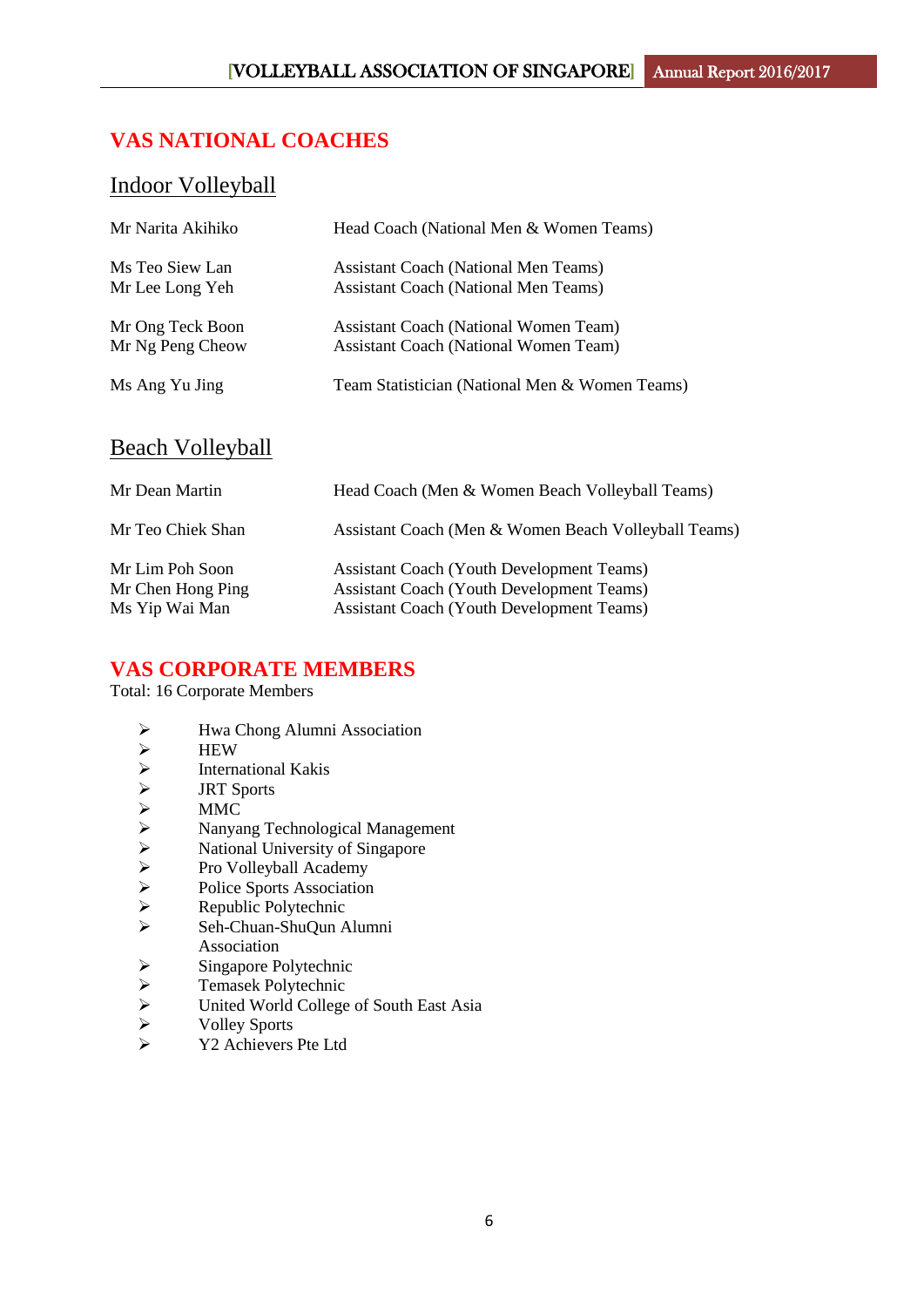# VAS NATIONAL COACHES

## Indoor Volleyball

| | |
|---|---|
| Mr Narita Akihiko | Head Coach (National Men & Women Teams) |
| Ms Teo Siew Lan | Assistant Coach (National Men Teams) |
| Mr Lee Long Yeh | Assistant Coach (National Men Teams) |
| Mr Ong Teck Boon | Assistant Coach (National Women Team) |
| Mr Ng Peng Cheow | Assistant Coach (National Women Team) |
| Ms Ang Yu Jing | Team Statistician (National Men & Women Teams) |

## Beach Volleyball

| | |
|---|---|
| Mr Dean Martin | Head Coach (Men & Women Beach Volleyball Teams) |
| Mr Teo Chiek Shan | Assistant Coach (Men & Women Beach Volleyball Teams) |
| Mr Lim Poh Soon | Assistant Coach (Youth Development Teams) |
| Mr Chen Hong Ping | Assistant Coach (Youth Development Teams) |
| Ms Yip Wai Man | Assistant Coach (Youth Development Teams) |

# VAS CORPORATE MEMBERS

Total: 16 Corporate Members

- Hwa Chong Alumni Association
- HEW
- International Kakis
- JRT Sports
- MMC
- Nanyang Technological Management
- National University of Singapore
- Pro Volleyball Academy
- Police Sports Association
- Republic Polytechnic
- Seh-Chuan-ShuQun Alumni Association
- Singapore Polytechnic
- Temasek Polytechnic
- United World College of South East Asia
- Volley Sports
- Y2 Achievers Pte Ltd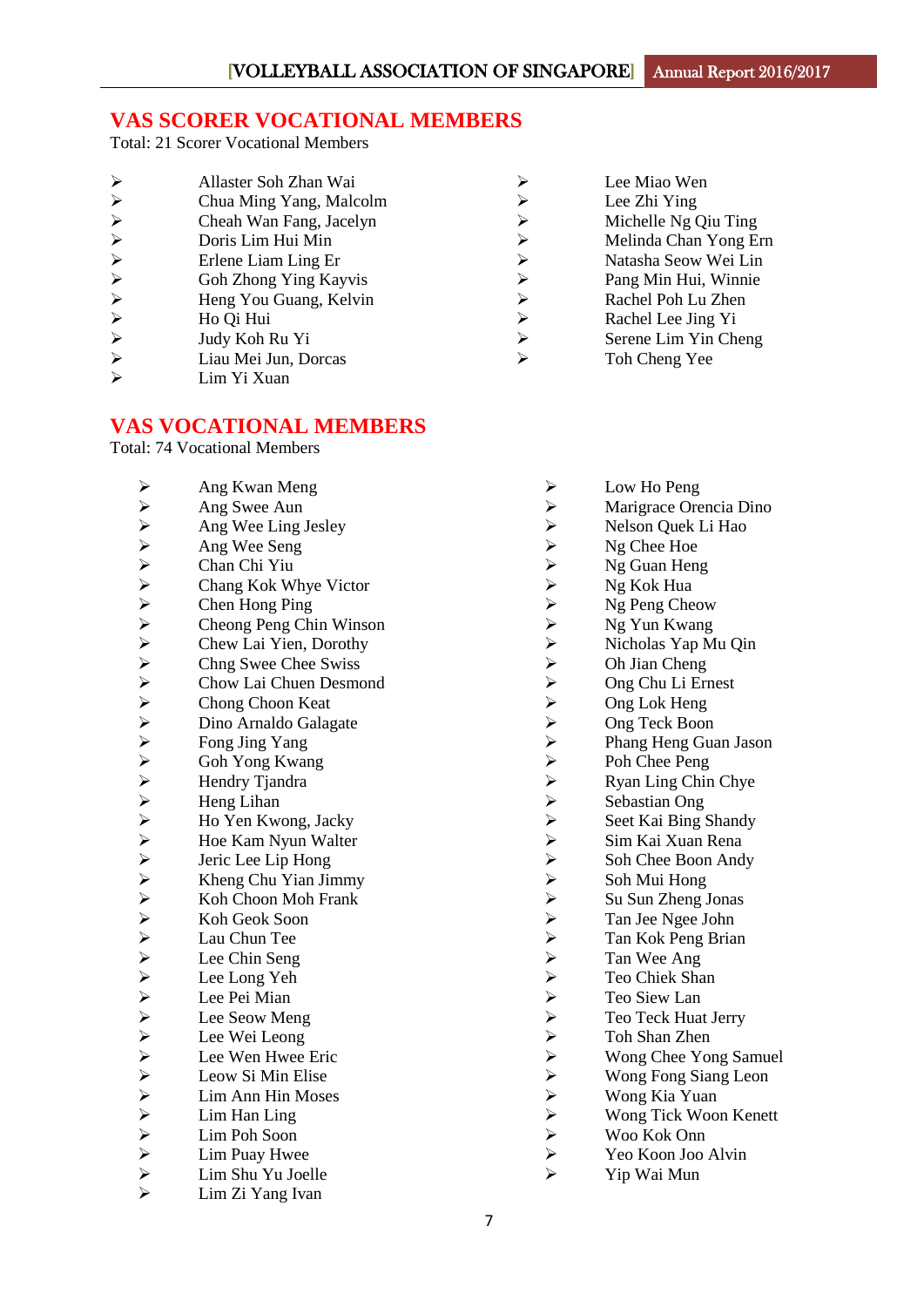## VAS SCORER VOCATIONAL MEMBERS

Total: 21 Scorer Vocational Members

- Allaster Soh Zhan Wai
- Chua Ming Yang, Malcolm
- Cheah Wan Fang, Jacelyn
- Doris Lim Hui Min
- Erlene Liam Ling Er
- Goh Zhong Ying Kayvis
- Heng You Guang, Kelvin
- Ho Qi Hui
- Judy Koh Ru Yi
- Liau Mei Jun, Dorcas
- Lim Yi Xuan
- Lee Miao Wen
- Lee Zhi Ying
- Michelle Ng Qiu Ting
- Melinda Chan Yong Ern
- Natasha Seow Wei Lin
- Pang Min Hui, Winnie
- Rachel Poh Lu Zhen
- Rachel Lee Jing Yi
- Serene Lim Yin Cheng
- Toh Cheng Yee

## VAS VOCATIONAL MEMBERS

Total: 74 Vocational Members

- Ang Kwan Meng
- Ang Swee Aun
- Ang Wee Ling Jesley
- Ang Wee Seng
- Chan Chi Yiu
- Chang Kok Whye Victor
- Chen Hong Ping
- Cheong Peng Chin Winson
- Chew Lai Yien, Dorothy
- Chng Swee Chee Swiss
- Chow Lai Chuen Desmond
- Chong Choon Keat
- Dino Arnaldo Galagate
- Fong Jing Yang
- Goh Yong Kwang
- Hendry Tjandra
- Heng Lihan
- Ho Yen Kwong, Jacky
- Hoe Kam Nyun Walter
- Jeric Lee Lip Hong
- Kheng Chu Yian Jimmy
- Koh Choon Moh Frank
- Koh Geok Soon
- Lau Chun Tee
- Lee Chin Seng
- Lee Long Yeh
- Lee Pei Mian
- Lee Seow Meng
- Lee Wei Leong
- Lee Wen Hwee Eric
- Leow Si Min Elise
- Lim Ann Hin Moses
- Lim Han Ling
- Lim Poh Soon
- Lim Puay Hwee
- Lim Shu Yu Joelle
- Lim Zi Yang Ivan
- Low Ho Peng
- Marigrace Orencia Dino
- Nelson Quek Li Hao
- Ng Chee Hoe
- Ng Guan Heng
- Ng Kok Hua
- Ng Peng Cheow
- Ng Yun Kwang
- Nicholas Yap Mu Qin
- Oh Jian Cheng
- Ong Chu Li Ernest
- Ong Lok Heng
- Ong Teck Boon
- Phang Heng Guan Jason
- Poh Chee Peng
- Ryan Ling Chin Chye
- Sebastian Ong
- Seet Kai Bing Shandy
- Sim Kai Xuan Rena
- Soh Chee Boon Andy
- Soh Mui Hong
- Su Sun Zheng Jonas
- Tan Jee Ngee John
- Tan Kok Peng Brian
- Tan Wee Ang
- Teo Chiek Shan
- Teo Siew Lan
- Teo Teck Huat Jerry
- Toh Shan Zhen
- Wong Chee Yong Samuel
- Wong Fong Siang Leon
- Wong Kia Yuan
- Wong Tick Woon Kenett
- Woo Kok Onn
- Yeo Koon Joo Alvin
- Yip Wai Mun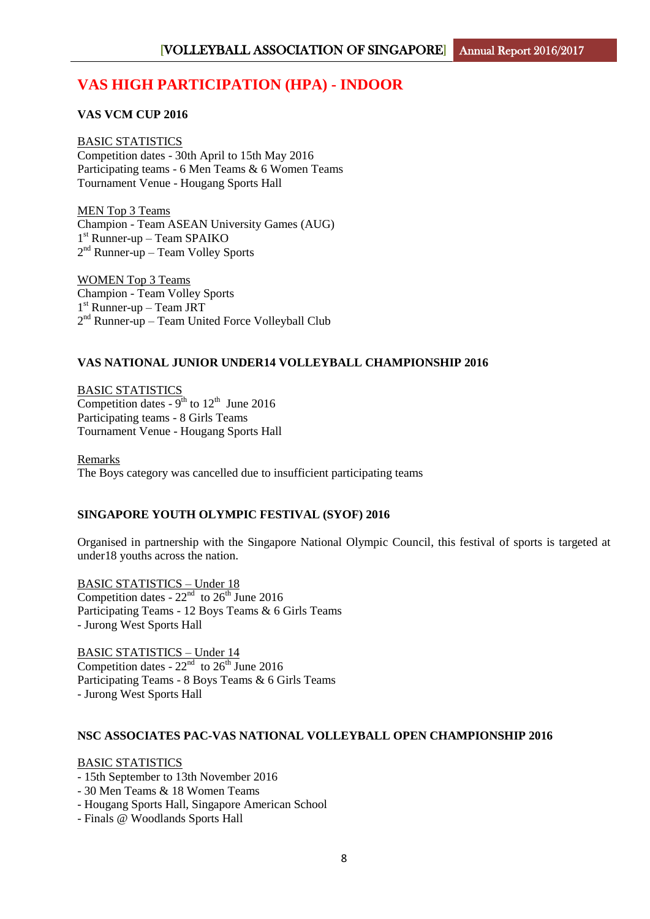# VAS HIGH PARTICIPATION (HPA) - INDOOR

### VAS VCM CUP 2016

<u>BASIC STATISTICS</u>
Competition dates - 30th April to 15th May 2016
Participating teams - 6 Men Teams & 6 Women Teams
Tournament Venue - Hougang Sports Hall

<u>MEN Top 3 Teams</u>
Champion - Team ASEAN University Games (AUG)
1st Runner-up – Team SPAIKO
2nd Runner-up – Team Volley Sports

<u>WOMEN Top 3 Teams</u>
Champion - Team Volley Sports
1st Runner-up – Team JRT
2nd Runner-up – Team United Force Volleyball Club

### VAS NATIONAL JUNIOR UNDER14 VOLLEYBALL CHAMPIONSHIP 2016

<u>BASIC STATISTICS</u>
Competition dates - 9th to 12th June 2016
Participating teams - 8 Girls Teams
Tournament Venue - Hougang Sports Hall

<u>Remarks</u>
The Boys category was cancelled due to insufficient participating teams

### SINGAPORE YOUTH OLYMPIC FESTIVAL (SYOF) 2016

Organised in partnership with the Singapore National Olympic Council, this festival of sports is targeted at under18 youths across the nation.

<u>BASIC STATISTICS – Under 18</u>
Competition dates - 22nd to 26th June 2016
Participating Teams - 12 Boys Teams & 6 Girls Teams
- Jurong West Sports Hall

<u>BASIC STATISTICS – Under 14</u>
Competition dates - 22nd to 26th June 2016
Participating Teams - 8 Boys Teams & 6 Girls Teams
- Jurong West Sports Hall

### NSC ASSOCIATES PAC-VAS NATIONAL VOLLEYBALL OPEN CHAMPIONSHIP 2016

<u>BASIC STATISTICS</u>
- 15th September to 13th November 2016
- 30 Men Teams & 18 Women Teams
- Hougang Sports Hall, Singapore American School
- Finals @ Woodlands Sports Hall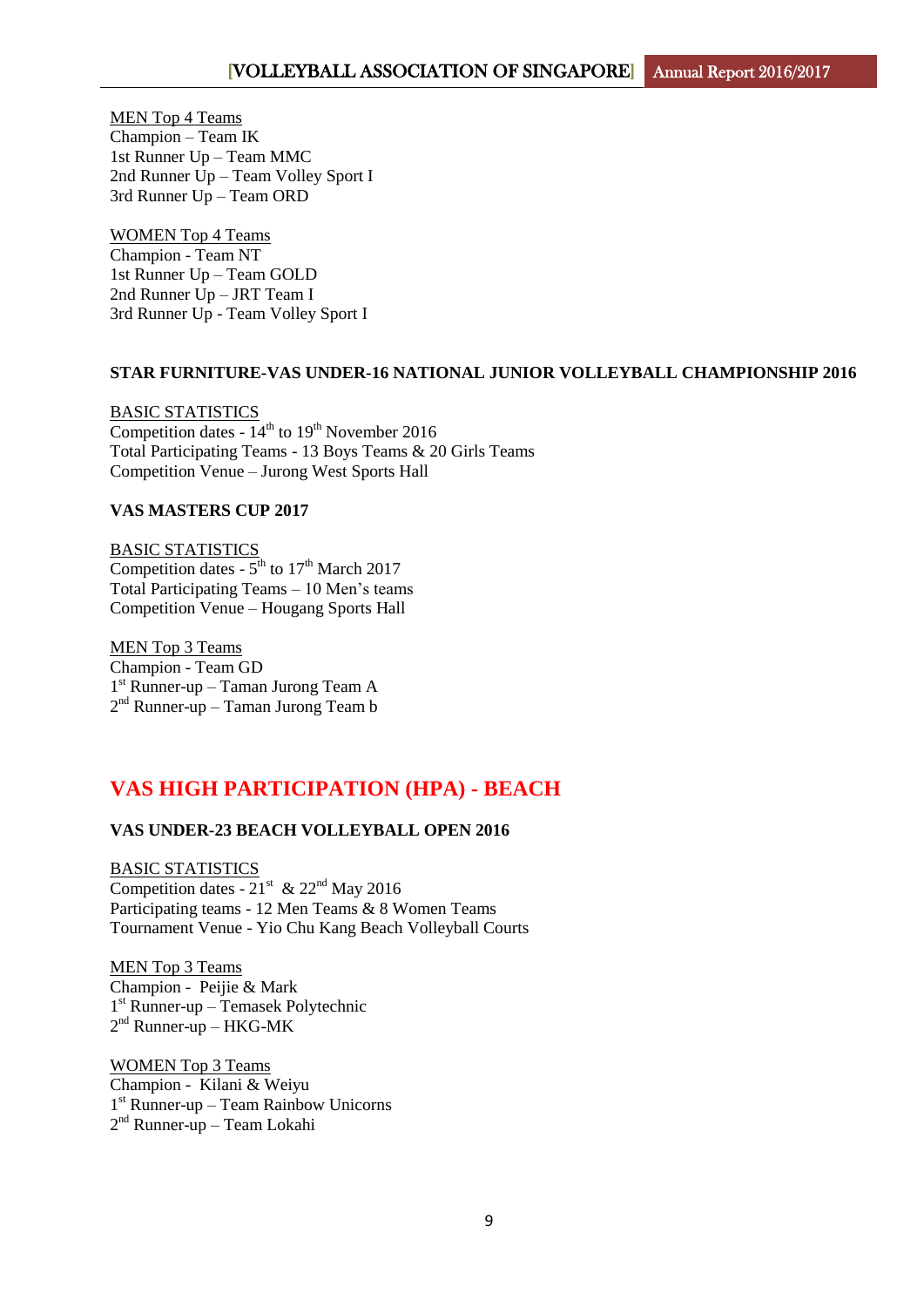<u>MEN Top 4 Teams</u>
Champion – Team IK
1st Runner Up – Team MMC
2nd Runner Up – Team Volley Sport I
3rd Runner Up – Team ORD

<u>WOMEN Top 4 Teams</u>
Champion - Team NT
1st Runner Up – Team GOLD
2nd Runner Up – JRT Team I
3rd Runner Up - Team Volley Sport I

**STAR FURNITURE-VAS UNDER-16 NATIONAL JUNIOR VOLLEYBALL CHAMPIONSHIP 2016**

<u>BASIC STATISTICS</u>
Competition dates - 14th to 19th November 2016
Total Participating Teams - 13 Boys Teams & 20 Girls Teams
Competition Venue – Jurong West Sports Hall

**VAS MASTERS CUP 2017**

<u>BASIC STATISTICS</u>
Competition dates - 5th to 17th March 2017
Total Participating Teams – 10 Men's teams
Competition Venue – Hougang Sports Hall

<u>MEN Top 3 Teams</u>
Champion - Team GD
1st Runner-up – Taman Jurong Team A
2nd Runner-up – Taman Jurong Team b

## VAS HIGH PARTICIPATION (HPA) - BEACH

**VAS UNDER-23 BEACH VOLLEYBALL OPEN 2016**

<u>BASIC STATISTICS</u>
Competition dates - 21st & 22nd May 2016
Participating teams - 12 Men Teams & 8 Women Teams
Tournament Venue - Yio Chu Kang Beach Volleyball Courts

<u>MEN Top 3 Teams</u>
Champion - Peijie & Mark
1st Runner-up – Temasek Polytechnic
2nd Runner-up – HKG-MK

<u>WOMEN Top 3 Teams</u>
Champion - Kilani & Weiyu
1st Runner-up – Team Rainbow Unicorns
2nd Runner-up – Team Lokahi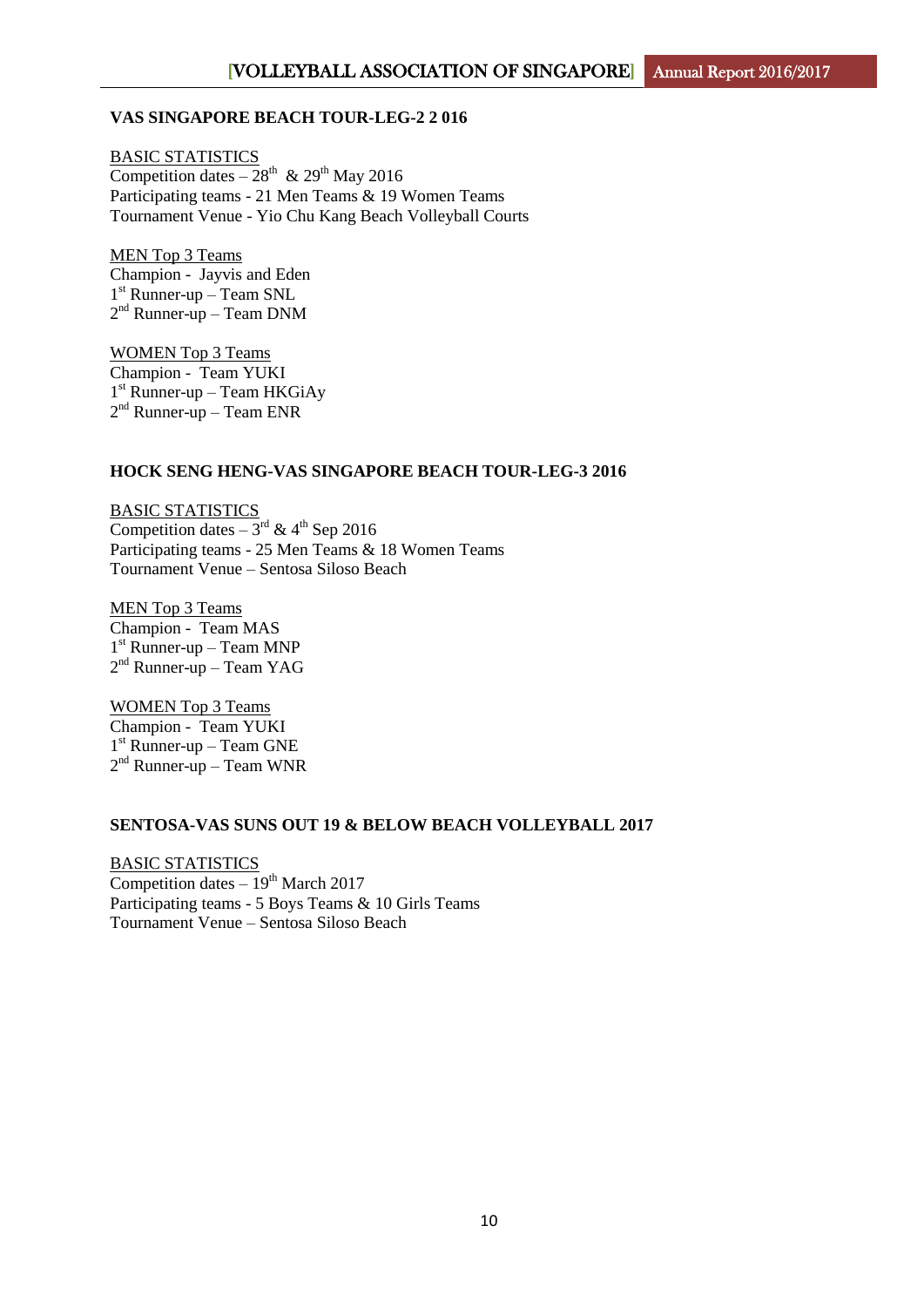**VAS SINGAPORE BEACH TOUR-LEG-2 2 016**

BASIC STATISTICS
Competition dates – 28th & 29th May 2016
Participating teams - 21 Men Teams & 19 Women Teams
Tournament Venue - Yio Chu Kang Beach Volleyball Courts

MEN Top 3 Teams
Champion - Jayvis and Eden
1st Runner-up – Team SNL
2nd Runner-up – Team DNM

WOMEN Top 3 Teams
Champion - Team YUKI
1st Runner-up – Team HKGiAy
2nd Runner-up – Team ENR

**HOCK SENG HENG-VAS SINGAPORE BEACH TOUR-LEG-3 2016**

BASIC STATISTICS
Competition dates – 3rd & 4th Sep 2016
Participating teams - 25 Men Teams & 18 Women Teams
Tournament Venue – Sentosa Siloso Beach

MEN Top 3 Teams
Champion - Team MAS
1st Runner-up – Team MNP
2nd Runner-up – Team YAG

WOMEN Top 3 Teams
Champion - Team YUKI
1st Runner-up – Team GNE
2nd Runner-up – Team WNR

**SENTOSA-VAS SUNS OUT 19 & BELOW BEACH VOLLEYBALL 2017**

BASIC STATISTICS
Competition dates – 19th March 2017
Participating teams - 5 Boys Teams & 10 Girls Teams
Tournament Venue – Sentosa Siloso Beach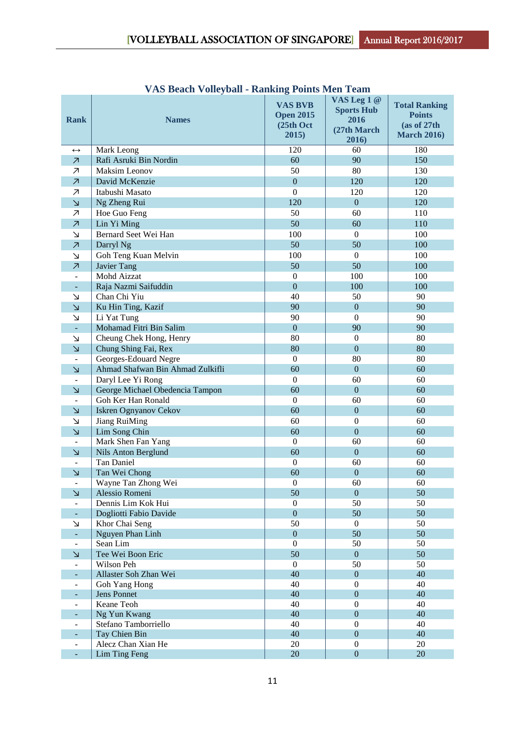## VAS Beach Volleyball - Ranking Points Men Team

| Rank | Names | VAS BVB Open 2015 (25th Oct 2015) | VAS Leg 1 @ Sports Hub 2016 (27th March 2016) | Total Ranking Points (as of 27th March 2016) |
|---|---|---|---|---|
| ↔ | Mark Leong | 120 | 60 | 180 |
| ↗ | Rafi Asruki Bin Nordin | 60 | 90 | 150 |
| ↗ | Maksim Leonov | 50 | 80 | 130 |
| ↗ | David McKenzie | 0 | 120 | 120 |
| ↗ | Itabushi Masato | 0 | 120 | 120 |
| ↘ | Ng Zheng Rui | 120 | 0 | 120 |
| ↗ | Hoe Guo Feng | 50 | 60 | 110 |
| ↗ | Lin Yi Ming | 50 | 60 | 110 |
| ↘ | Bernard Seet Wei Han | 100 | 0 | 100 |
| ↗ | Darryl Ng | 50 | 50 | 100 |
| ↘ | Goh Teng Kuan Melvin | 100 | 0 | 100 |
| ↗ | Javier Tang | 50 | 50 | 100 |
| - | Mohd Aizzat | 0 | 100 | 100 |
| - | Raja Nazmi Saifuddin | 0 | 100 | 100 |
| ↘ | Chan Chi Yiu | 40 | 50 | 90 |
| ↘ | Ku Hin Ting, Kazif | 90 | 0 | 90 |
| ↘ | Li Yat Tung | 90 | 0 | 90 |
| - | Mohamad Fitri Bin Salim | 0 | 90 | 90 |
| ↘ | Cheung Chek Hong, Henry | 80 | 0 | 80 |
| ↘ | Chung Shing Fai, Rex | 80 | 0 | 80 |
| - | Georges-Edouard Negre | 0 | 80 | 80 |
| ↘ | Ahmad Shafwan Bin Ahmad Zulkifli | 60 | 0 | 60 |
| - | Daryl Lee Yi Rong | 0 | 60 | 60 |
| ↘ | George Michael Obedencia Tampon | 60 | 0 | 60 |
| - | Goh Ker Han Ronald | 0 | 60 | 60 |
| ↘ | Iskren Ognyanov Cekov | 60 | 0 | 60 |
| ↘ | Jiang RuiMing | 60 | 0 | 60 |
| ↘ | Lim Song Chin | 60 | 0 | 60 |
| - | Mark Shen Fan Yang | 0 | 60 | 60 |
| ↘ | Nils Anton Berglund | 60 | 0 | 60 |
| - | Tan Daniel | 0 | 60 | 60 |
| ↘ | Tan Wei Chong | 60 | 0 | 60 |
| - | Wayne Tan Zhong Wei | 0 | 60 | 60 |
| ↘ | Alessio Romeni | 50 | 0 | 50 |
| - | Dennis Lim Kok Hui | 0 | 50 | 50 |
| - | Dogliotti Fabio Davide | 0 | 50 | 50 |
| ↘ | Khor Chai Seng | 50 | 0 | 50 |
| - | Nguyen Phan Linh | 0 | 50 | 50 |
| - | Sean Lim | 0 | 50 | 50 |
| ↘ | Tee Wei Boon Eric | 50 | 0 | 50 |
| - | Wilson Peh | 0 | 50 | 50 |
| - | Allaster Soh Zhan Wei | 40 | 0 | 40 |
| - | Goh Yang Hong | 40 | 0 | 40 |
| - | Jens Ponnet | 40 | 0 | 40 |
| - | Keane Teoh | 40 | 0 | 40 |
| - | Ng Yun Kwang | 40 | 0 | 40 |
| - | Stefano Tamborriello | 40 | 0 | 40 |
| - | Tay Chien Bin | 40 | 0 | 40 |
| - | Alecz Chan Xian He | 20 | 0 | 20 |
| - | Lim Ting Feng | 20 | 0 | 20 |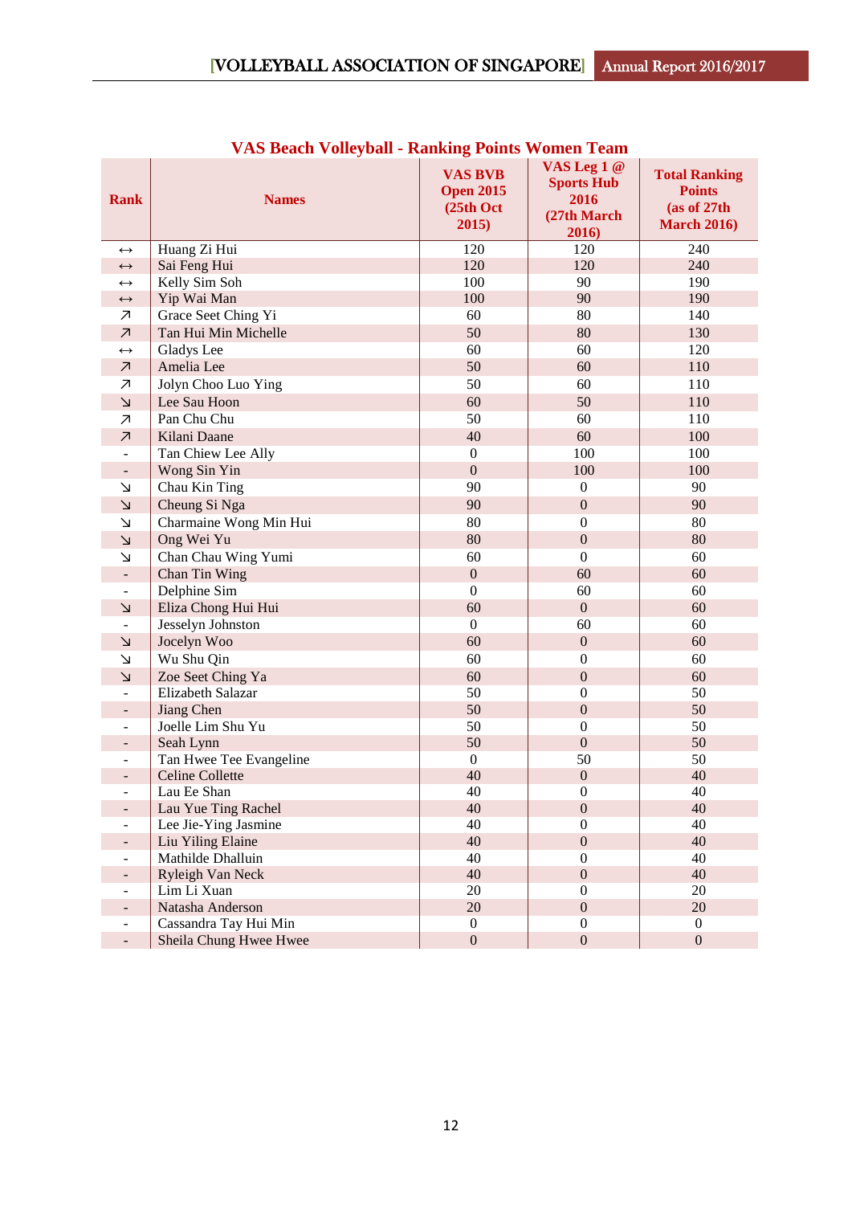## VAS Beach Volleyball - Ranking Points Women Team

| Rank | Names | VAS BVB Open 2015 (25th Oct 2015) | VAS Leg 1 @ Sports Hub 2016 (27th March 2016) | Total Ranking Points (as of 27th March 2016) |
|---|---|---|---|---|
| ↔ | Huang Zi Hui | 120 | 120 | 240 |
| ↔ | Sai Feng Hui | 120 | 120 | 240 |
| ↔ | Kelly Sim Soh | 100 | 90 | 190 |
| ↔ | Yip Wai Man | 100 | 90 | 190 |
| ↗ | Grace Seet Ching Yi | 60 | 80 | 140 |
| ↗ | Tan Hui Min Michelle | 50 | 80 | 130 |
| ↔ | Gladys Lee | 60 | 60 | 120 |
| ↗ | Amelia Lee | 50 | 60 | 110 |
| ↗ | Jolyn Choo Luo Ying | 50 | 60 | 110 |
| ↘ | Lee Sau Hoon | 60 | 50 | 110 |
| ↗ | Pan Chu Chu | 50 | 60 | 110 |
| ↗ | Kilani Daane | 40 | 60 | 100 |
| - | Tan Chiew Lee Ally | 0 | 100 | 100 |
| - | Wong Sin Yin | 0 | 100 | 100 |
| ↘ | Chau Kin Ting | 90 | 0 | 90 |
| ↘ | Cheung Si Nga | 90 | 0 | 90 |
| ↘ | Charmaine Wong Min Hui | 80 | 0 | 80 |
| ↘ | Ong Wei Yu | 80 | 0 | 80 |
| ↘ | Chan Chau Wing Yumi | 60 | 0 | 60 |
| - | Chan Tin Wing | 0 | 60 | 60 |
| - | Delphine Sim | 0 | 60 | 60 |
| ↘ | Eliza Chong Hui Hui | 60 | 0 | 60 |
| - | Jesselyn Johnston | 0 | 60 | 60 |
| ↘ | Jocelyn Woo | 60 | 0 | 60 |
| ↘ | Wu Shu Qin | 60 | 0 | 60 |
| ↘ | Zoe Seet Ching Ya | 60 | 0 | 60 |
| - | Elizabeth Salazar | 50 | 0 | 50 |
| - | Jiang Chen | 50 | 0 | 50 |
| - | Joelle Lim Shu Yu | 50 | 0 | 50 |
| - | Seah Lynn | 50 | 0 | 50 |
| - | Tan Hwee Tee Evangeline | 0 | 50 | 50 |
| - | Celine Collette | 40 | 0 | 40 |
| - | Lau Ee Shan | 40 | 0 | 40 |
| - | Lau Yue Ting Rachel | 40 | 0 | 40 |
| - | Lee Jie-Ying Jasmine | 40 | 0 | 40 |
| - | Liu Yiling Elaine | 40 | 0 | 40 |
| - | Mathilde Dhalluin | 40 | 0 | 40 |
| - | Ryleigh Van Neck | 40 | 0 | 40 |
| - | Lim Li Xuan | 20 | 0 | 20 |
| - | Natasha Anderson | 20 | 0 | 20 |
| - | Cassandra Tay Hui Min | 0 | 0 | 0 |
| - | Sheila Chung Hwee Hwee | 0 | 0 | 0 |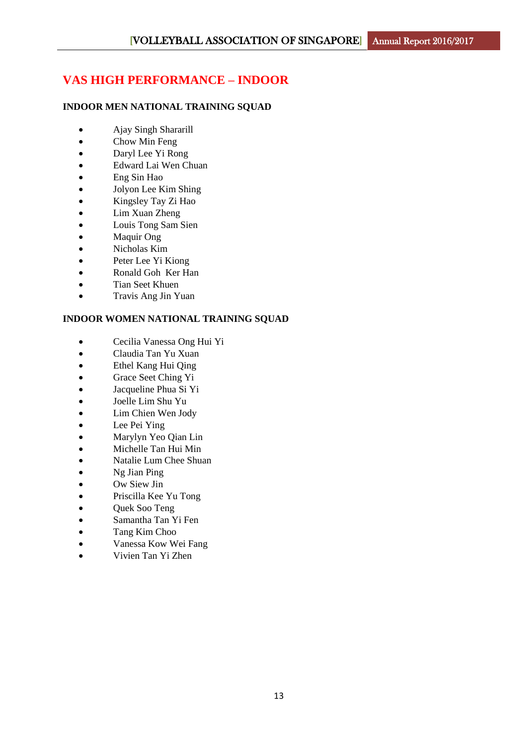# VAS HIGH PERFORMANCE – INDOOR

### INDOOR MEN NATIONAL TRAINING SQUAD

- Ajay Singh Shararill
- Chow Min Feng
- Daryl Lee Yi Rong
- Edward Lai Wen Chuan
- Eng Sin Hao
- Jolyon Lee Kim Shing
- Kingsley Tay Zi Hao
- Lim Xuan Zheng
- Louis Tong Sam Sien
- Maquir Ong
- Nicholas Kim
- Peter Lee Yi Kiong
- Ronald Goh Ker Han
- Tian Seet Khuen
- Travis Ang Jin Yuan

### INDOOR WOMEN NATIONAL TRAINING SQUAD

- Cecilia Vanessa Ong Hui Yi
- Claudia Tan Yu Xuan
- Ethel Kang Hui Qing
- Grace Seet Ching Yi
- Jacqueline Phua Si Yi
- Joelle Lim Shu Yu
- Lim Chien Wen Jody
- Lee Pei Ying
- Marylyn Yeo Qian Lin
- Michelle Tan Hui Min
- Natalie Lum Chee Shuan
- Ng Jian Ping
- Ow Siew Jin
- Priscilla Kee Yu Tong
- Quek Soo Teng
- Samantha Tan Yi Fen
- Tang Kim Choo
- Vanessa Kow Wei Fang
- Vivien Tan Yi Zhen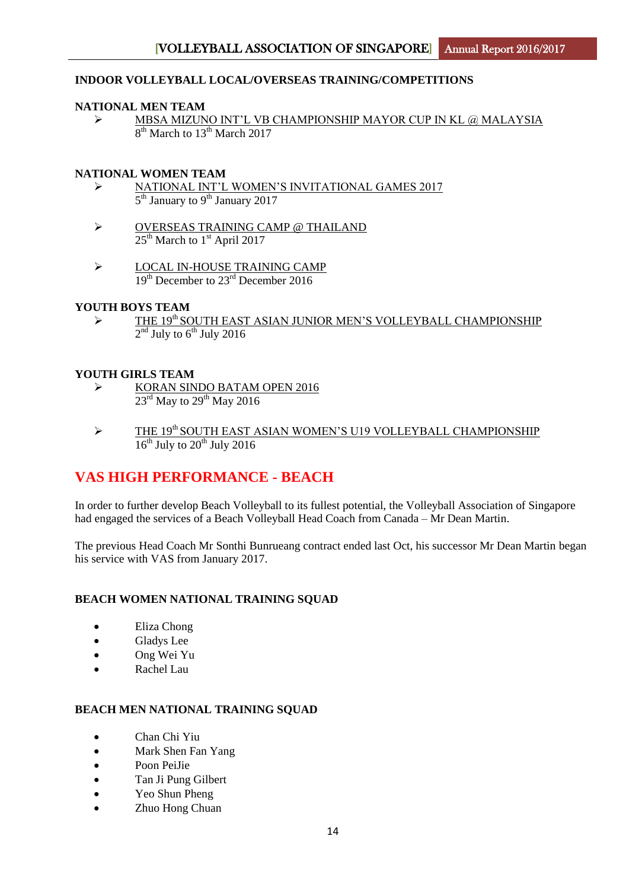## INDOOR VOLLEYBALL LOCAL/OVERSEAS TRAINING/COMPETITIONS

### NATIONAL MEN TEAM

- MBSA MIZUNO INT'L VB CHAMPIONSHIP MAYOR CUP IN KL @ MALAYSIA
  8th March to 13th March 2017

### NATIONAL WOMEN TEAM

- NATIONAL INT'L WOMEN'S INVITATIONAL GAMES 2017
  5th January to 9th January 2017
- OVERSEAS TRAINING CAMP @ THAILAND
  25th March to 1st April 2017
- LOCAL IN-HOUSE TRAINING CAMP
  19th December to 23rd December 2016

### YOUTH BOYS TEAM

- THE 19th SOUTH EAST ASIAN JUNIOR MEN'S VOLLEYBALL CHAMPIONSHIP
  2nd July to 6th July 2016

### YOUTH GIRLS TEAM

- KORAN SINDO BATAM OPEN 2016
  23rd May to 29th May 2016
- THE 19th SOUTH EAST ASIAN WOMEN'S U19 VOLLEYBALL CHAMPIONSHIP
  16th July to 20th July 2016

## VAS HIGH PERFORMANCE - BEACH

In order to further develop Beach Volleyball to its fullest potential, the Volleyball Association of Singapore had engaged the services of a Beach Volleyball Head Coach from Canada – Mr Dean Martin.

The previous Head Coach Mr Sonthi Bunrueang contract ended last Oct, his successor Mr Dean Martin began his service with VAS from January 2017.

### BEACH WOMEN NATIONAL TRAINING SQUAD

- Eliza Chong
- Gladys Lee
- Ong Wei Yu
- Rachel Lau

### BEACH MEN NATIONAL TRAINING SQUAD

- Chan Chi Yiu
- Mark Shen Fan Yang
- Poon PeiJie
- Tan Ji Pung Gilbert
- Yeo Shun Pheng
- Zhuo Hong Chuan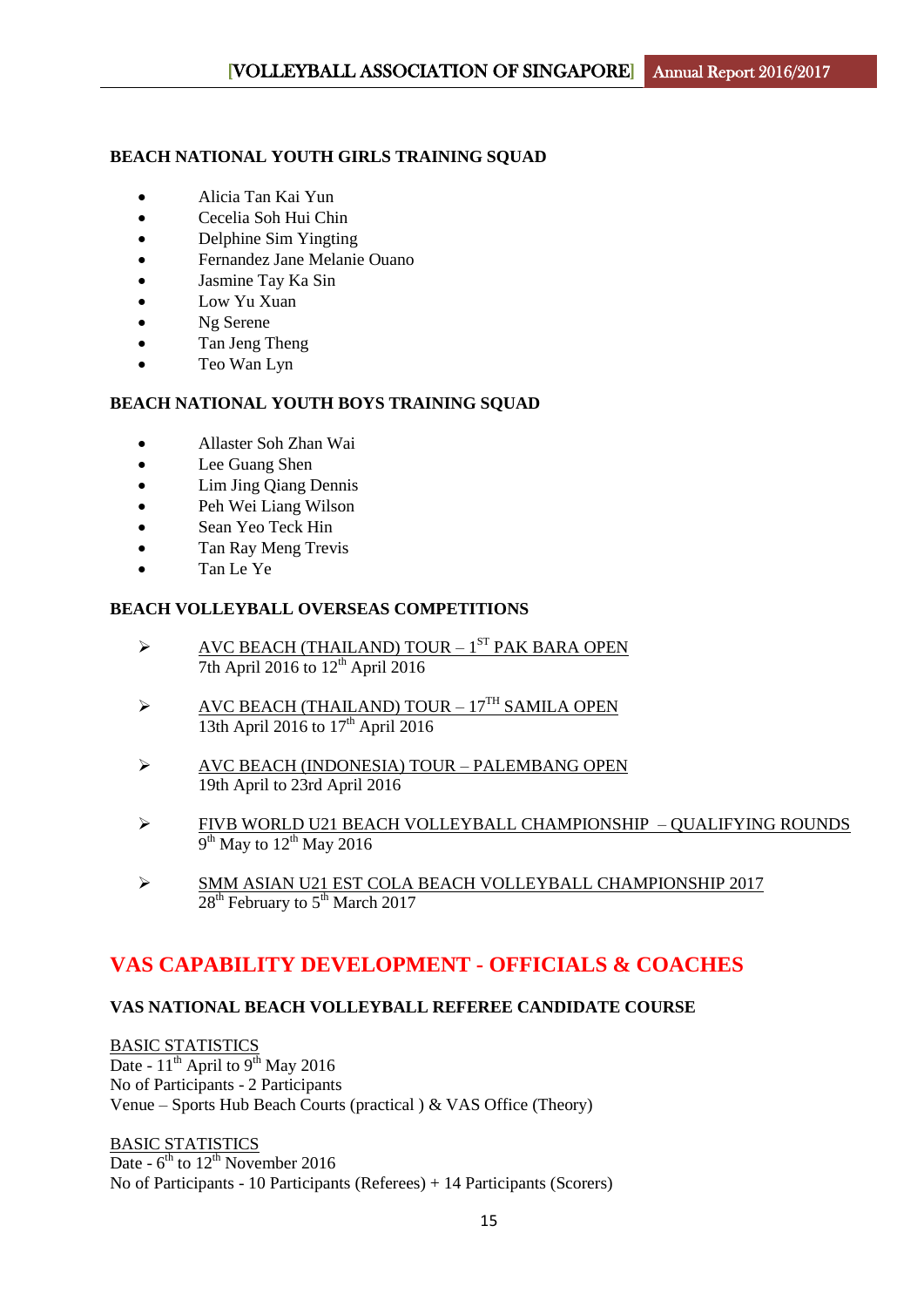**BEACH NATIONAL YOUTH GIRLS TRAINING SQUAD**

- Alicia Tan Kai Yun
- Cecelia Soh Hui Chin
- Delphine Sim Yingting
- Fernandez Jane Melanie Ouano
- Jasmine Tay Ka Sin
- Low Yu Xuan
- Ng Serene
- Tan Jeng Theng
- Teo Wan Lyn

**BEACH NATIONAL YOUTH BOYS TRAINING SQUAD**

- Allaster Soh Zhan Wai
- Lee Guang Shen
- Lim Jing Qiang Dennis
- Peh Wei Liang Wilson
- Sean Yeo Teck Hin
- Tan Ray Meng Trevis
- Tan Le Ye

**BEACH VOLLEYBALL OVERSEAS COMPETITIONS**

- AVC BEACH (THAILAND) TOUR – 1ST PAK BARA OPEN
  7th April 2016 to 12th April 2016

- AVC BEACH (THAILAND) TOUR – 17TH SAMILA OPEN
  13th April 2016 to 17th April 2016

- AVC BEACH (INDONESIA) TOUR – PALEMBANG OPEN
  19th April to 23rd April 2016

- FIVB WORLD U21 BEACH VOLLEYBALL CHAMPIONSHIP – QUALIFYING ROUNDS
  9th May to 12th May 2016

- SMM ASIAN U21 EST COLA BEACH VOLLEYBALL CHAMPIONSHIP 2017
  28th February to 5th March 2017

## VAS CAPABILITY DEVELOPMENT - OFFICIALS & COACHES

**VAS NATIONAL BEACH VOLLEYBALL REFEREE CANDIDATE COURSE**

BASIC STATISTICS
Date - 11th April to 9th May 2016
No of Participants - 2 Participants
Venue – Sports Hub Beach Courts (practical ) & VAS Office (Theory)

BASIC STATISTICS
Date - 6th to 12th November 2016
No of Participants - 10 Participants (Referees) + 14 Participants (Scorers)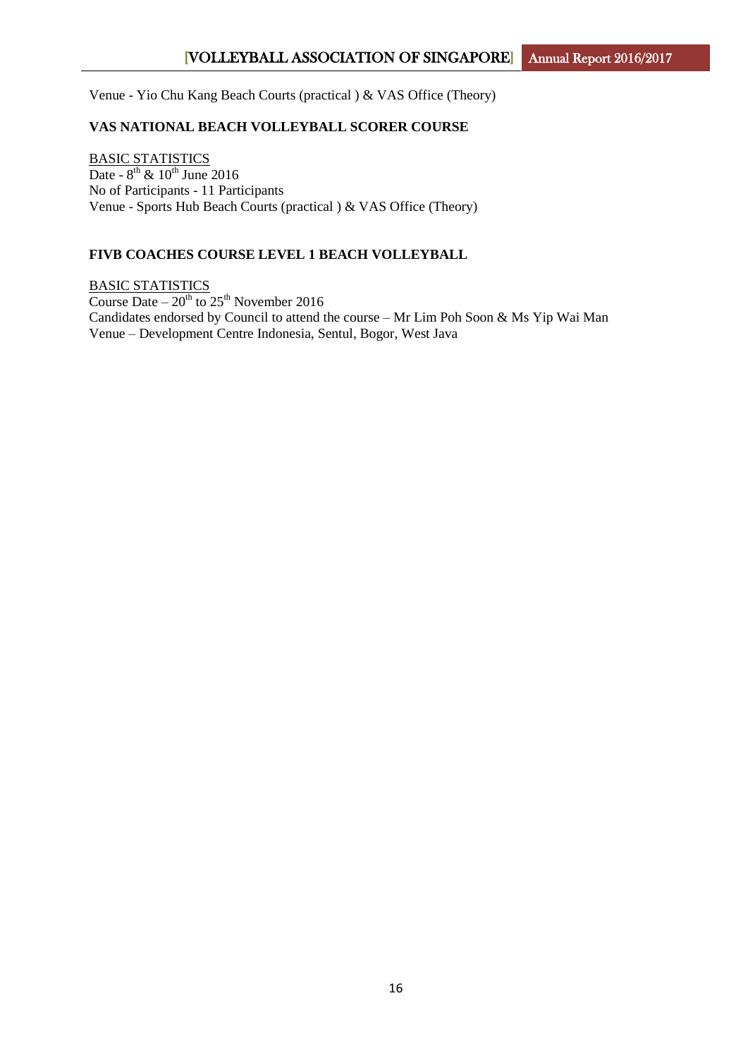Venue - Yio Chu Kang Beach Courts (practical ) & VAS Office (Theory)

**VAS NATIONAL BEACH VOLLEYBALL SCORER COURSE**

BASIC STATISTICS
Date - 8th & 10th June 2016
No of Participants - 11 Participants
Venue - Sports Hub Beach Courts (practical ) & VAS Office (Theory)

**FIVB COACHES COURSE LEVEL 1 BEACH VOLLEYBALL**

BASIC STATISTICS
Course Date – 20th to 25th November 2016
Candidates endorsed by Council to attend the course – Mr Lim Poh Soon & Ms Yip Wai Man
Venue – Development Centre Indonesia, Sentul, Bogor, West Java